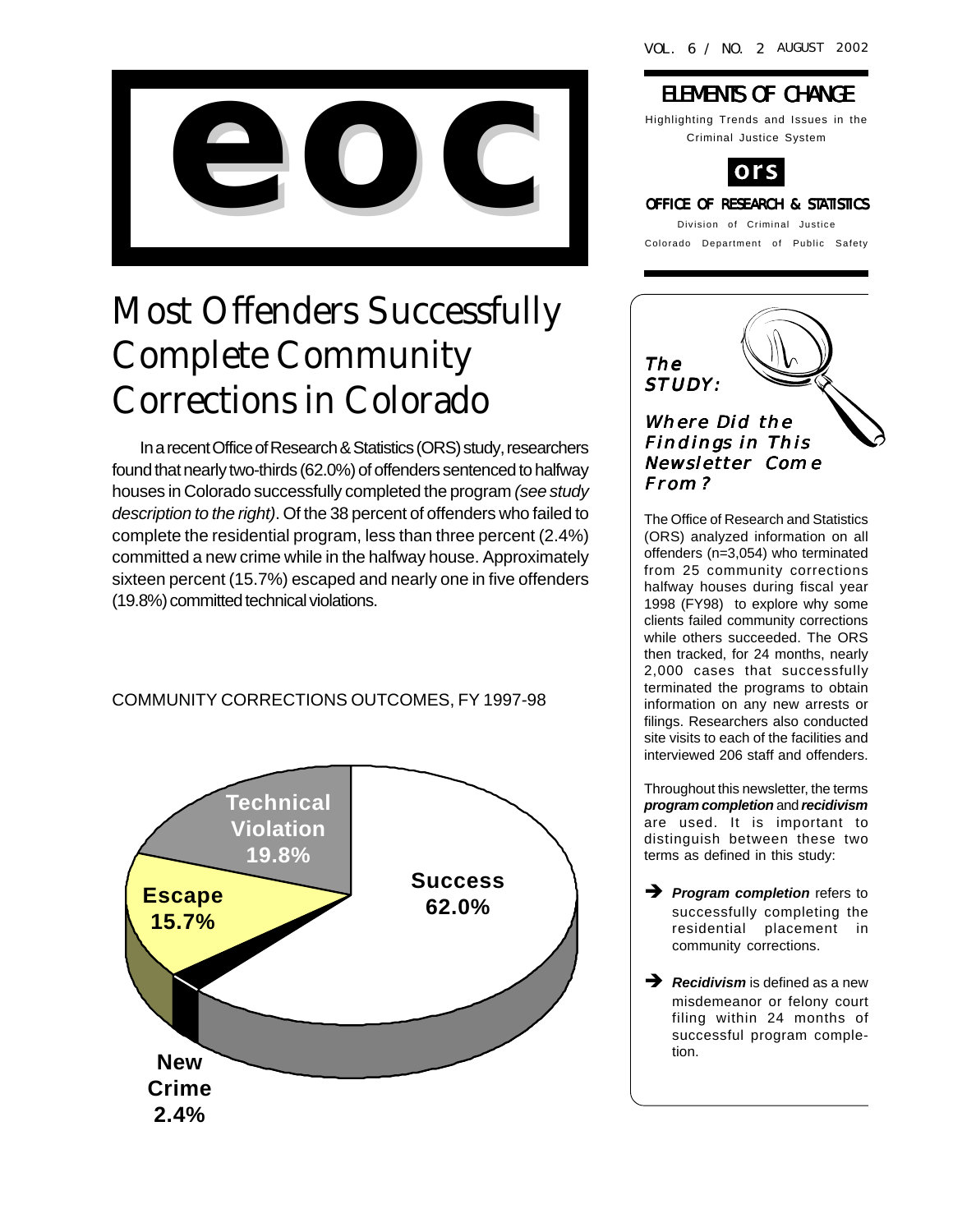VOL. 6 / NO. 2 AUGUST 2002

# eoc

## ELEMENTS OF CHANGE

Highlighting Trends and Issues in the Criminal Justice System

**ors**

**OFFICE OF RESEARCH & STATISTICS**

Division of Criminal Justice
Colorado Department of Public Safety

# Most Offenders Successfully Complete Community Corrections in Colorado

In a recent Office of Research & Statistics (ORS) study, researchers found that nearly two-thirds (62.0%) of offenders sentenced to halfway houses in Colorado successfully completed the program *(see study description to the right)*. Of the 38 percent of offenders who failed to complete the residential program, less than three percent (2.4%) committed a new crime while in the halfway house. Approximately sixteen percent (15.7%) escaped and nearly one in five offenders (19.8%) committed technical violations.

COMMUNITY CORRECTIONS OUTCOMES, FY 1997-98

| Outcome | Percent |
|---|---|
| Success | 62.0% |
| Technical Violation | 19.8% |
| Escape | 15.7% |
| New Crime | 2.4% |

## The STUDY: Where Did the Findings in This Newsletter Come From?

The Office of Research and Statistics (ORS) analyzed information on all offenders (n=3,054) who terminated from 25 community corrections halfway houses during fiscal year 1998 (FY98) to explore why some clients failed community corrections while others succeeded. The ORS then tracked, for 24 months, nearly 2,000 cases that successfully terminated the programs to obtain information on any new arrests or filings. Researchers also conducted site visits to each of the facilities and interviewed 206 staff and offenders.

Throughout this newsletter, the terms ***program completion*** and ***recidivism*** are used. It is important to distinguish between these two terms as defined in this study:

- ***Program completion*** refers to successfully completing the residential placement in community corrections.
- ***Recidivism*** is defined as a new misdemeanor or felony court filing within 24 months of successful program completion.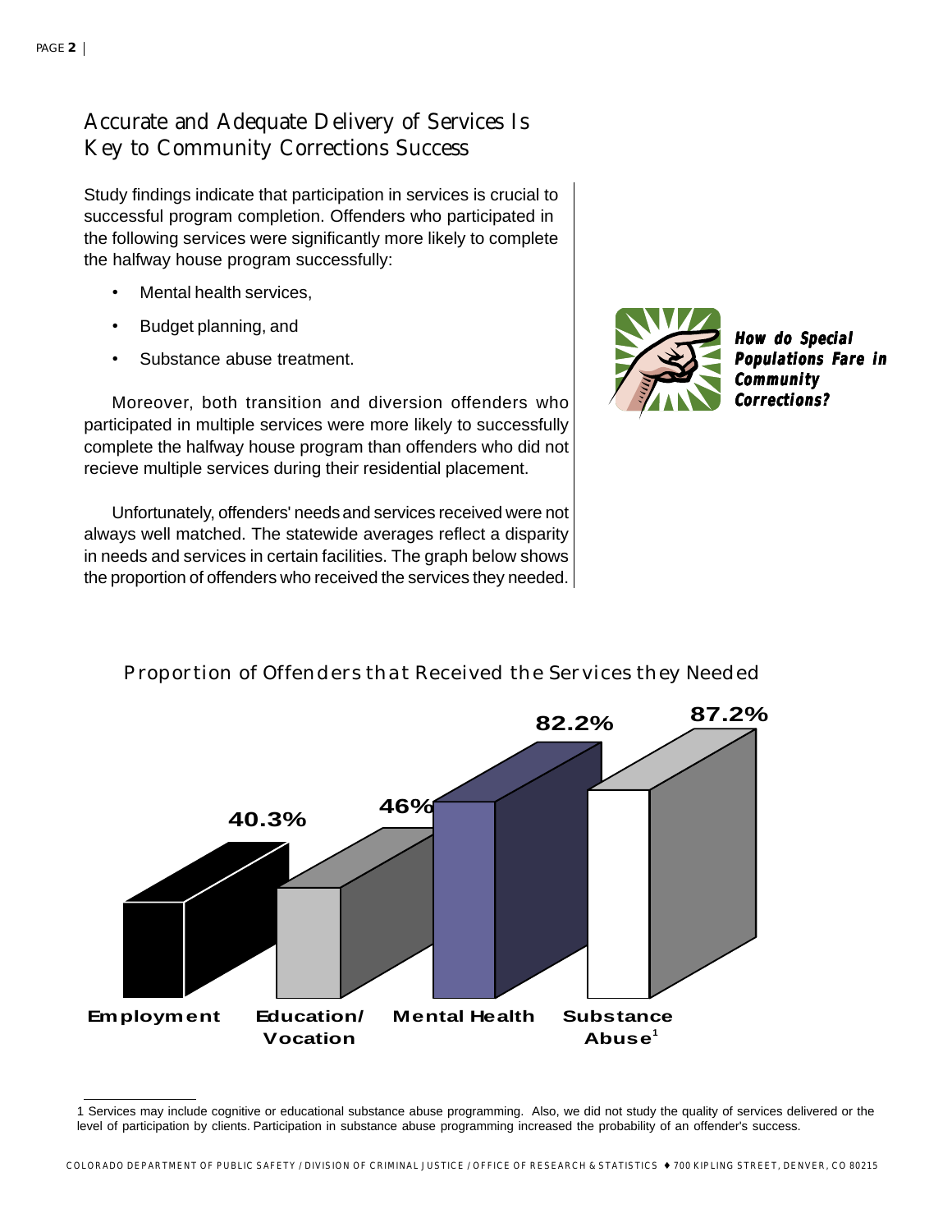## Accurate and Adequate Delivery of Services Is Key to Community Corrections Success

Study findings indicate that participation in services is crucial to successful program completion. Offenders who participated in the following services were significantly more likely to complete the halfway house program successfully:

- Mental health services,
- Budget planning, and
- Substance abuse treatment.

Moreover, both transition and diversion offenders who participated in multiple services were more likely to successfully complete the halfway house program than offenders who did not recieve multiple services during their residential placement.

Unfortunately, offenders' needs and services received were not always well matched. The statewide averages reflect a disparity in needs and services in certain facilities. The graph below shows the proportion of offenders who received the services they needed.

***How do Special Populations Fare in Community Corrections?***

### Proportion of Offenders that Received the Services they Needed

| Service | Proportion |
|---|---|
| Employment | 40.3% |
| Education/ Vocation | 46% |
| Mental Health | 82.2% |
| Substance Abuse[1] | 87.2% |

1 Services may include cognitive or educational substance abuse programming. Also, we did not study the quality of services delivered or the level of participation by clients. Participation in substance abuse programming increased the probability of an offender's success.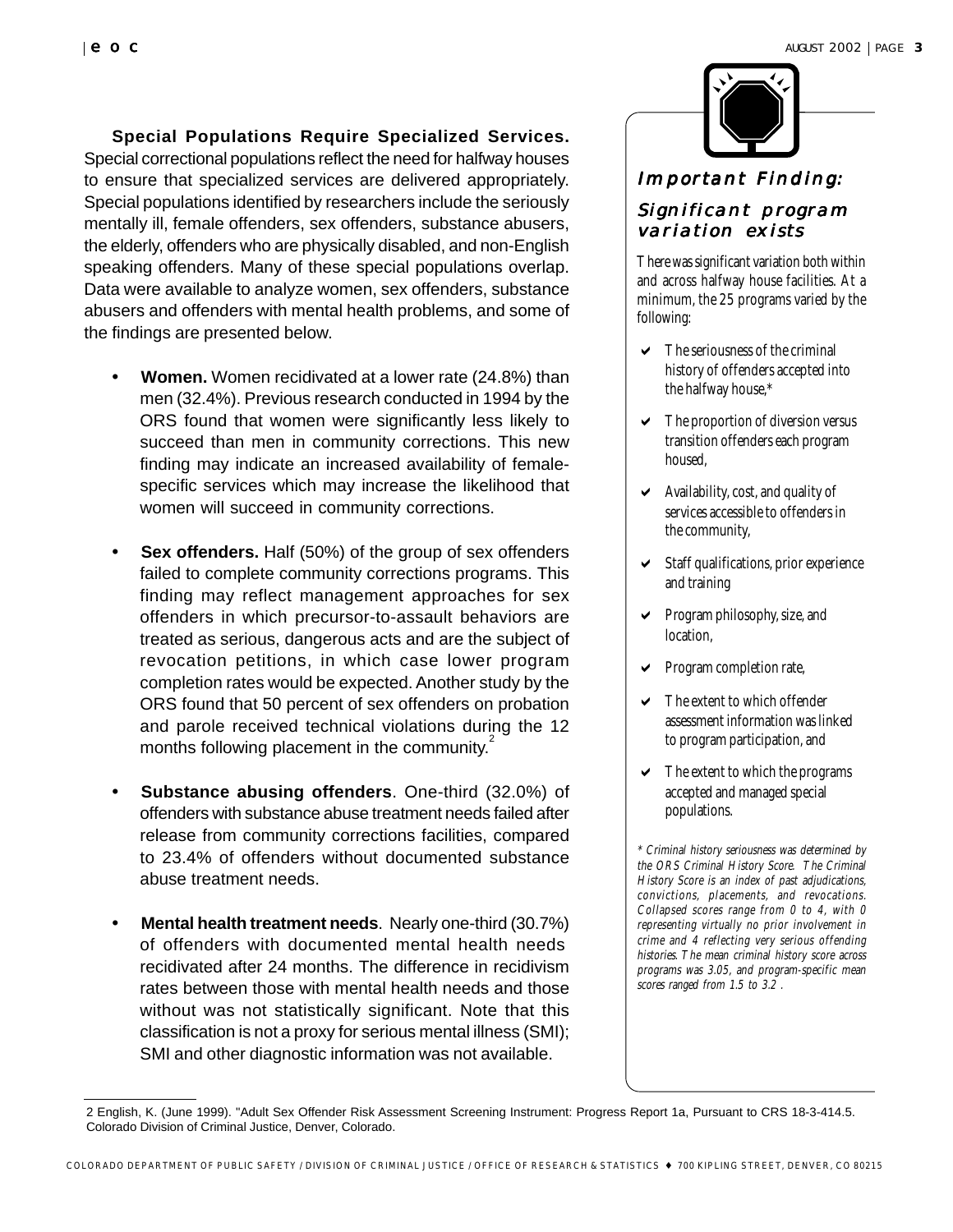**Special Populations Require Specialized Services.** Special correctional populations reflect the need for halfway houses to ensure that specialized services are delivered appropriately. Special populations identified by researchers include the seriously mentally ill, female offenders, sex offenders, substance abusers, the elderly, offenders who are physically disabled, and non-English speaking offenders. Many of these special populations overlap. Data were available to analyze women, sex offenders, substance abusers and offenders with mental health problems, and some of the findings are presented below.

- **Women.** Women recidivated at a lower rate (24.8%) than men (32.4%). Previous research conducted in 1994 by the ORS found that women were significantly less likely to succeed than men in community corrections. This new finding may indicate an increased availability of female-specific services which may increase the likelihood that women will succeed in community corrections.

- **Sex offenders.** Half (50%) of the group of sex offenders failed to complete community corrections programs. This finding may reflect management approaches for sex offenders in which precursor-to-assault behaviors are treated as serious, dangerous acts and are the subject of revocation petitions, in which case lower program completion rates would be expected. Another study by the ORS found that 50 percent of sex offenders on probation and parole received technical violations during the 12 months following placement in the community.[2]

- **Substance abusing offenders**. One-third (32.0%) of offenders with substance abuse treatment needs failed after release from community corrections facilities, compared to 23.4% of offenders without documented substance abuse treatment needs.

- **Mental health treatment needs**. Nearly one-third (30.7%) of offenders with documented mental health needs recidivated after 24 months. The difference in recidivism rates between those with mental health needs and those without was not statistically significant. Note that this classification is not a proxy for serious mental illness (SMI); SMI and other diagnostic information was not available.

## *Important Finding:*

### *Significant program variation exists*

There was significant variation both within and across halfway house facilities. At a minimum, the 25 programs varied by the following:

- ✔ The seriousness of the criminal history of offenders accepted into the halfway house,*
- ✔ The proportion of diversion versus transition offenders each program housed,
- ✔ Availability, cost, and quality of services accessible to offenders in the community,
- ✔ Staff qualifications, prior experience and training
- ✔ Program philosophy, size, and location,
- ✔ Program completion rate,
- ✔ The extent to which offender assessment information was linked to program participation, and
- ✔ The extent to which the programs accepted and managed special populations.

*\* Criminal history seriousness was determined by the ORS Criminal History Score. The Criminal History Score is an index of past adjudications, convictions, placements, and revocations. Collapsed scores range from 0 to 4, with 0 representing virtually no prior involvement in crime and 4 reflecting very serious offending histories. The mean criminal history score across programs was 3.05, and program-specific mean scores ranged from 1.5 to 3.2 .*

---

2 English, K. (June 1999). "Adult Sex Offender Risk Assessment Screening Instrument: Progress Report 1a, Pursuant to CRS 18-3-414.5. Colorado Division of Criminal Justice, Denver, Colorado.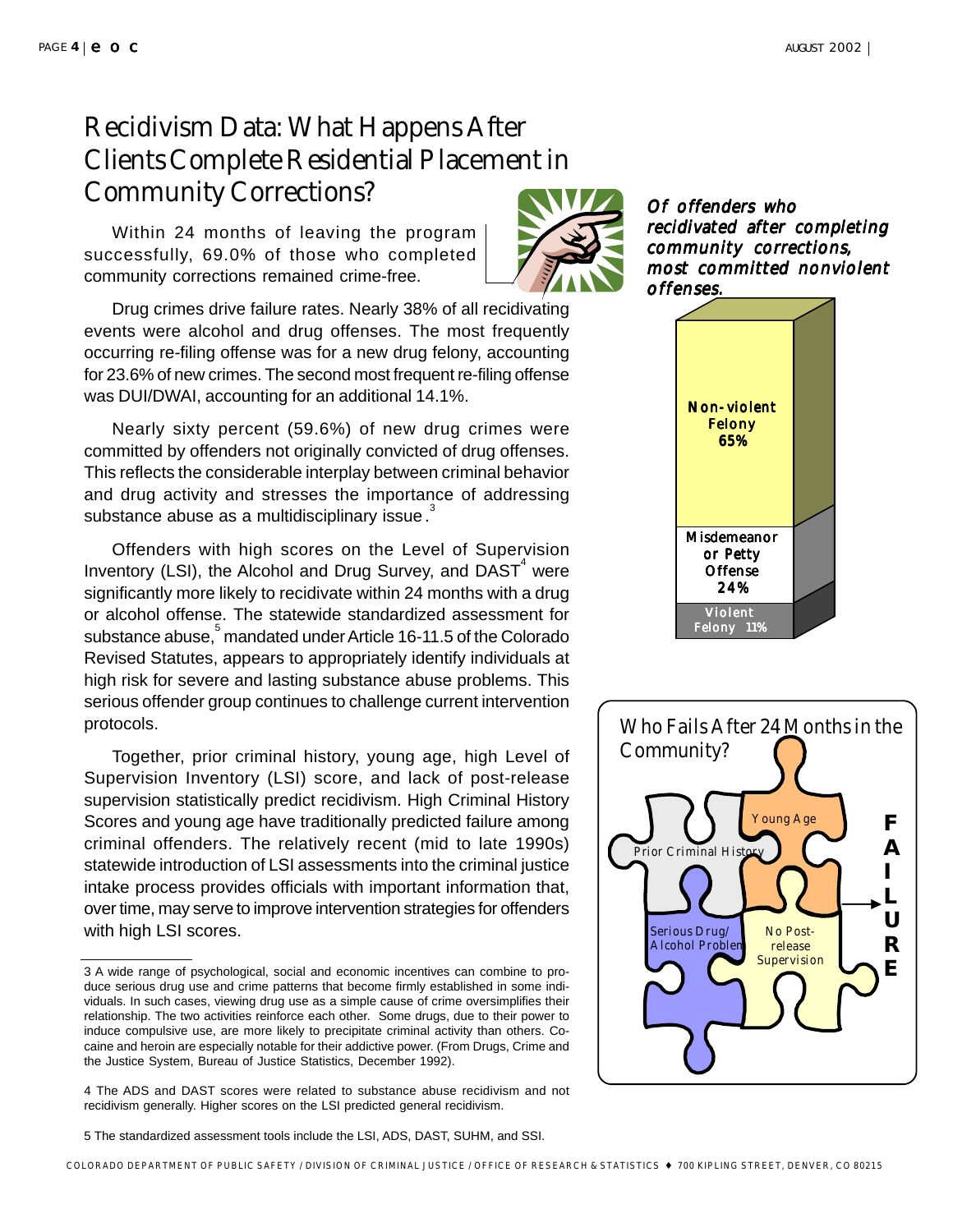# Recidivism Data: What Happens After Clients Complete Residential Placement in Community Corrections?

Within 24 months of leaving the program successfully, 69.0% of those who completed community corrections remained crime-free.

Drug crimes drive failure rates. Nearly 38% of all recidivating events were alcohol and drug offenses. The most frequently occurring re-filing offense was for a new drug felony, accounting for 23.6% of new crimes. The second most frequent re-filing offense was DUI/DWAI, accounting for an additional 14.1%.

Nearly sixty percent (59.6%) of new drug crimes were committed by offenders not originally convicted of drug offenses. This reflects the considerable interplay between criminal behavior and drug activity and stresses the importance of addressing substance abuse as a multidisciplinary issue.[3]

Offenders with high scores on the Level of Supervision Inventory (LSI), the Alcohol and Drug Survey, and DAST[4] were significantly more likely to recidivate within 24 months with a drug or alcohol offense. The statewide standardized assessment for substance abuse,[5] mandated under Article 16-11.5 of the Colorado Revised Statutes, appears to appropriately identify individuals at high risk for severe and lasting substance abuse problems. This serious offender group continues to challenge current intervention protocols.

Together, prior criminal history, young age, high Level of Supervision Inventory (LSI) score, and lack of post-release supervision statistically predict recidivism. High Criminal History Scores and young age have traditionally predicted failure among criminal offenders. The relatively recent (mid to late 1990s) statewide introduction of LSI assessments into the criminal justice intake process provides officials with important information that, over time, may serve to improve intervention strategies for offenders with high LSI scores.

***Of offenders who recidivated after completing community corrections, most committed nonviolent offenses.***

| Offense type | Percent |
| --- | --- |
| Non-violent Felony | 65% |
| Misdemeanor or Petty Offense | 24% |
| Violent Felony | 11% |

**Who Fails After 24 Months in the Community?**

Prior Criminal History; Young Age; Serious Drug/Alcohol Problem; No Post-release Supervision → FAILURE

---

3 A wide range of psychological, social and economic incentives can combine to produce serious drug use and crime patterns that become firmly established in some individuals. In such cases, viewing drug use as a simple cause of crime oversimplifies their relationship. The two activities reinforce each other. Some drugs, due to their power to induce compulsive use, are more likely to precipitate criminal activity than others. Cocaine and heroin are especially notable for their addictive power. (From Drugs, Crime and the Justice System, Bureau of Justice Statistics, December 1992).

4 The ADS and DAST scores were related to substance abuse recidivism and not recidivism generally. Higher scores on the LSI predicted general recidivism.

5 The standardized assessment tools include the LSI, ADS, DAST, SUHM, and SSI.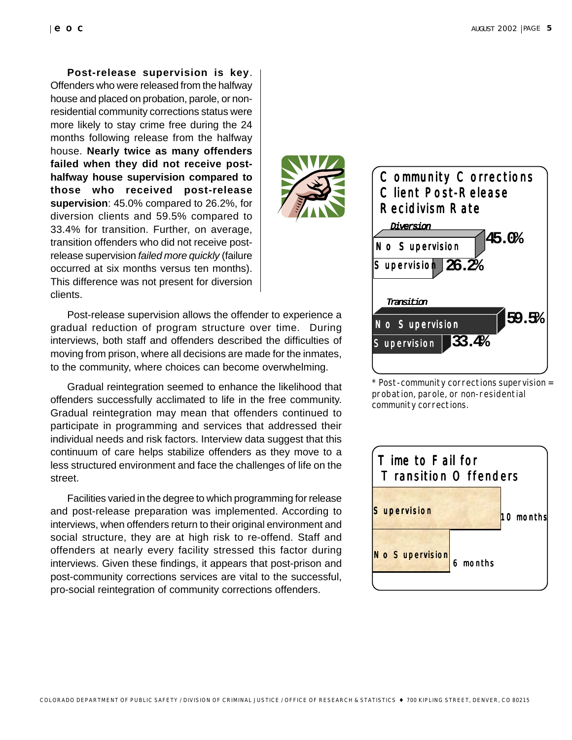**Post-release supervision is key**. Offenders who were released from the halfway house and placed on probation, parole, or non-residential community corrections status were more likely to stay crime free during the 24 months following release from the halfway house. **Nearly twice as many offenders failed when they did not receive post-halfway house supervision compared to those who received post-release supervision**: 45.0% compared to 26.2%, for diversion clients and 59.5% compared to 33.4% for transition. Further, on average, transition offenders who did not receive post-release supervision *failed more quickly* (failure occurred at six months versus ten months). This difference was not present for diversion clients.

Post-release supervision allows the offender to experience a gradual reduction of program structure over time. During interviews, both staff and offenders described the difficulties of moving from prison, where all decisions are made for the inmates, to the community, where choices can become overwhelming.

Gradual reintegration seemed to enhance the likelihood that offenders successfully acclimated to life in the free community. Gradual reintegration may mean that offenders continued to participate in programming and services that addressed their individual needs and risk factors. Interview data suggest that this continuum of care helps stabilize offenders as they move to a less structured environment and face the challenges of life on the street.

Facilities varied in the degree to which programming for release and post-release preparation was implemented. According to interviews, when offenders return to their original environment and social structure, they are at high risk to re-offend. Staff and offenders at nearly every facility stressed this factor during interviews. Given these findings, it appears that post-prison and post-community corrections services are vital to the successful, pro-social reintegration of community corrections offenders.

**Community Corrections Client Post-Release Recidivism Rate**

| | No Supervision | Supervision |
|---|---|---|
| Diversion | 45.0% | 26.2% |
| Transition | 59.5% | 33.4% |

\* Post-community corrections supervision = probation, parole, or non-residential community corrections.

**Time to Fail for Transition Offenders**

| | Time to Fail |
|---|---|
| Supervision | 10 months |
| No Supervision | 6 months |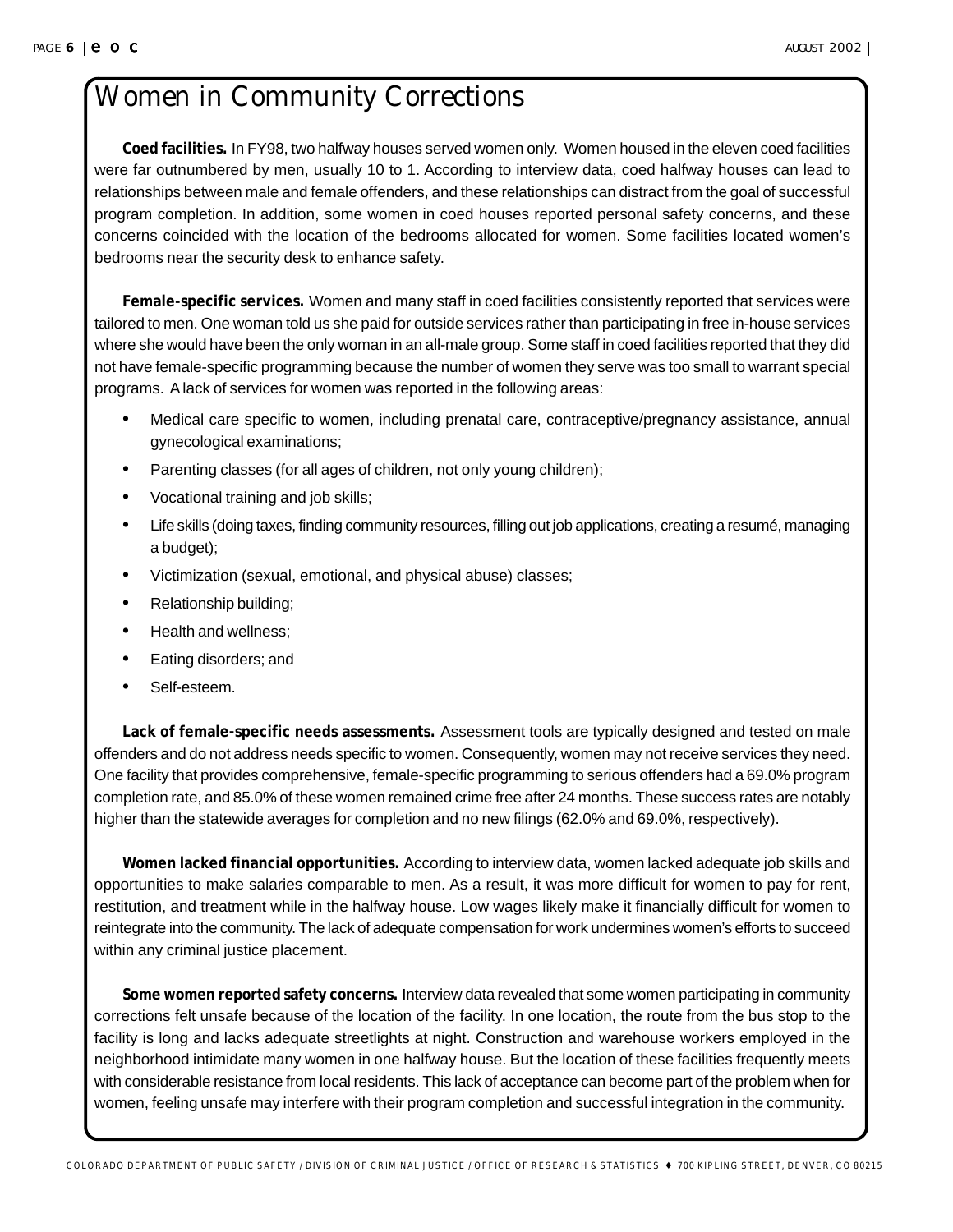# Women in Community Corrections

**Coed facilities.** In FY98, two halfway houses served women only. Women housed in the eleven coed facilities were far outnumbered by men, usually 10 to 1. According to interview data, coed halfway houses can lead to relationships between male and female offenders, and these relationships can distract from the goal of successful program completion. In addition, some women in coed houses reported personal safety concerns, and these concerns coincided with the location of the bedrooms allocated for women. Some facilities located women's bedrooms near the security desk to enhance safety.

**Female-specific services.** Women and many staff in coed facilities consistently reported that services were tailored to men. One woman told us she paid for outside services rather than participating in free in-house services where she would have been the only woman in an all-male group. Some staff in coed facilities reported that they did not have female-specific programming because the number of women they serve was too small to warrant special programs. A lack of services for women was reported in the following areas:

- Medical care specific to women, including prenatal care, contraceptive/pregnancy assistance, annual gynecological examinations;
- Parenting classes (for all ages of children, not only young children);
- Vocational training and job skills;
- Life skills (doing taxes, finding community resources, filling out job applications, creating a resumé, managing a budget);
- Victimization (sexual, emotional, and physical abuse) classes;
- Relationship building;
- Health and wellness;
- Eating disorders; and
- Self-esteem.

**Lack of female-specific needs assessments.** Assessment tools are typically designed and tested on male offenders and do not address needs specific to women. Consequently, women may not receive services they need. One facility that provides comprehensive, female-specific programming to serious offenders had a 69.0% program completion rate, and 85.0% of these women remained crime free after 24 months. These success rates are notably higher than the statewide averages for completion and no new filings (62.0% and 69.0%, respectively).

**Women lacked financial opportunities.** According to interview data, women lacked adequate job skills and opportunities to make salaries comparable to men. As a result, it was more difficult for women to pay for rent, restitution, and treatment while in the halfway house. Low wages likely make it financially difficult for women to reintegrate into the community. The lack of adequate compensation for work undermines women's efforts to succeed within any criminal justice placement.

**Some women reported safety concerns.** Interview data revealed that some women participating in community corrections felt unsafe because of the location of the facility. In one location, the route from the bus stop to the facility is long and lacks adequate streetlights at night. Construction and warehouse workers employed in the neighborhood intimidate many women in one halfway house. But the location of these facilities frequently meets with considerable resistance from local residents. This lack of acceptance can become part of the problem when for women, feeling unsafe may interfere with their program completion and successful integration in the community.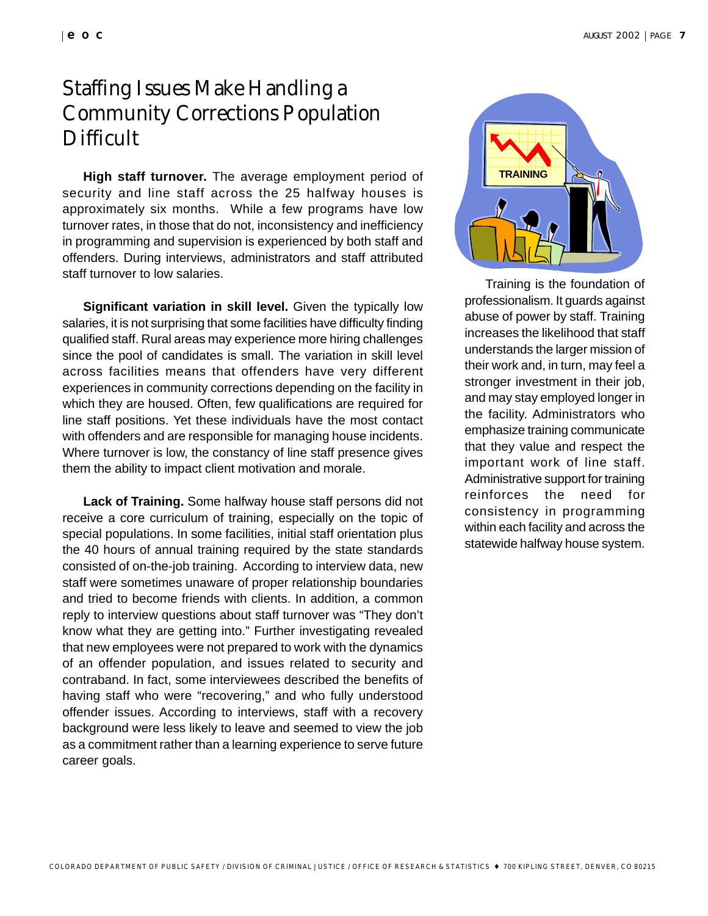# Staffing Issues Make Handling a Community Corrections Population Difficult

**High staff turnover.** The average employment period of security and line staff across the 25 halfway houses is approximately six months. While a few programs have low turnover rates, in those that do not, inconsistency and inefficiency in programming and supervision is experienced by both staff and offenders. During interviews, administrators and staff attributed staff turnover to low salaries.

**Significant variation in skill level.** Given the typically low salaries, it is not surprising that some facilities have difficulty finding qualified staff. Rural areas may experience more hiring challenges since the pool of candidates is small. The variation in skill level across facilities means that offenders have very different experiences in community corrections depending on the facility in which they are housed. Often, few qualifications are required for line staff positions. Yet these individuals have the most contact with offenders and are responsible for managing house incidents. Where turnover is low, the constancy of line staff presence gives them the ability to impact client motivation and morale.

**Lack of Training.** Some halfway house staff persons did not receive a core curriculum of training, especially on the topic of special populations. In some facilities, initial staff orientation plus the 40 hours of annual training required by the state standards consisted of on-the-job training. According to interview data, new staff were sometimes unaware of proper relationship boundaries and tried to become friends with clients. In addition, a common reply to interview questions about staff turnover was "They don't know what they are getting into." Further investigating revealed that new employees were not prepared to work with the dynamics of an offender population, and issues related to security and contraband. In fact, some interviewees described the benefits of having staff who were "recovering," and who fully understood offender issues. According to interviews, staff with a recovery background were less likely to leave and seemed to view the job as a commitment rather than a learning experience to serve future career goals.

Training is the foundation of professionalism. It guards against abuse of power by staff. Training increases the likelihood that staff understands the larger mission of their work and, in turn, may feel a stronger investment in their job, and may stay employed longer in the facility. Administrators who emphasize training communicate that they value and respect the important work of line staff. Administrative support for training reinforces the need for consistency in programming within each facility and across the statewide halfway house system.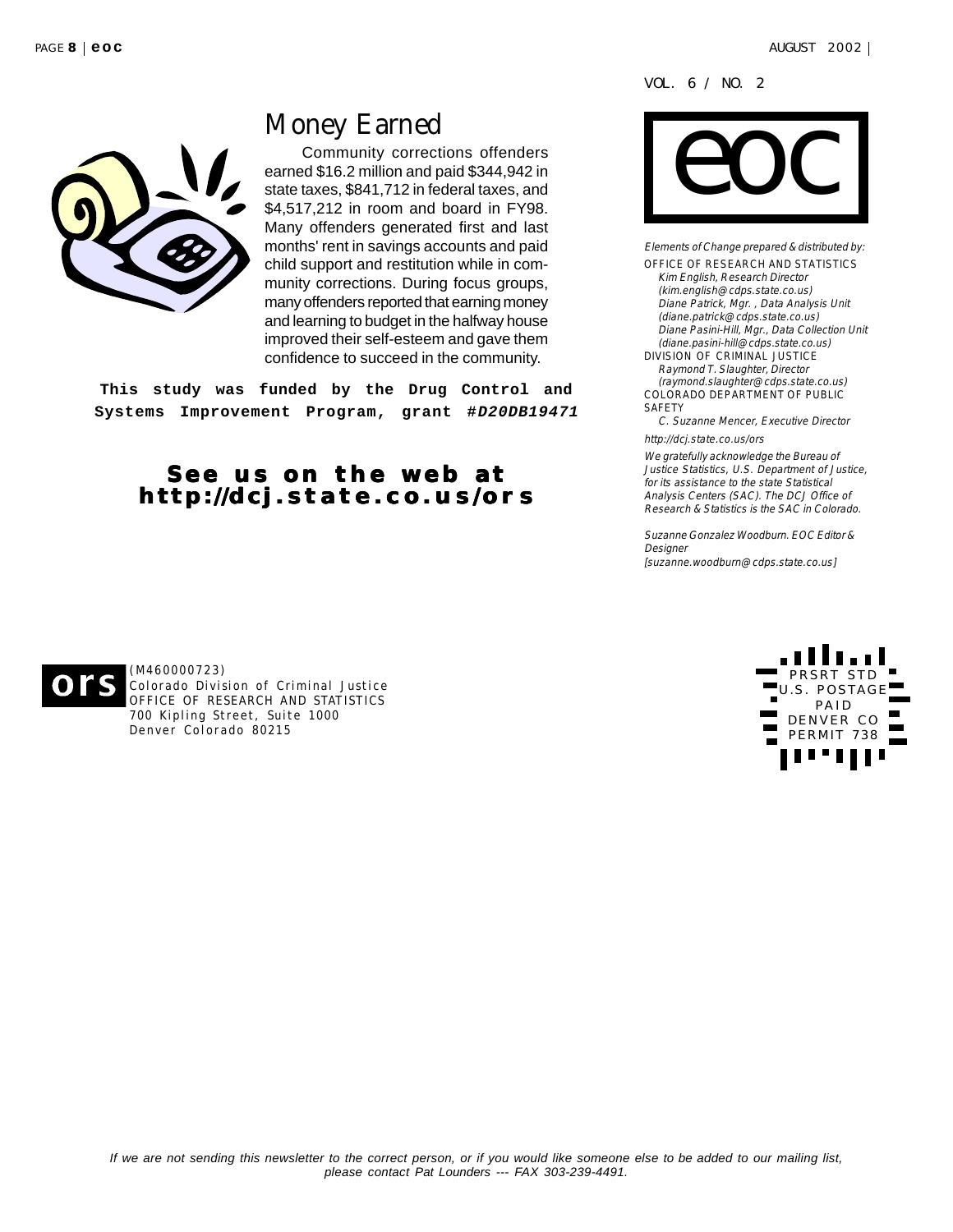## Money Earned

Community corrections offenders earned $16.2 million and paid $344,942 in state taxes, $841,712 in federal taxes, and $4,517,212 in room and board in FY98. Many offenders generated first and last months' rent in savings accounts and paid child support and restitution while in community corrections. During focus groups, many offenders reported that earning money and learning to budget in the halfway house improved their self-esteem and gave them confidence to succeed in the community.

**This study was funded by the Drug Control and Systems Improvement Program, grant #*D20DB19471***

**See us on the web at http://dcj.state.co.us/ors**

VOL. 6 / NO. 2

# eoc

*Elements of Change prepared & distributed by:*

OFFICE OF RESEARCH AND STATISTICS
*Kim English, Research Director*
*(kim.english@cdps.state.co.us)*
*Diane Patrick, Mgr. , Data Analysis Unit*
*(diane.patrick@cdps.state.co.us)*
*Diane Pasini-Hill, Mgr., Data Collection Unit*
*(diane.pasini-hill@cdps.state.co.us)*
DIVISION OF CRIMINAL JUSTICE
*Raymond T. Slaughter, Director*
*(raymond.slaughter@cdps.state.co.us)*
COLORADO DEPARTMENT OF PUBLIC SAFETY
*C. Suzanne Mencer, Executive Director*

*http://dcj.state.co.us/ors*

*We gratefully acknowledge the Bureau of Justice Statistics, U.S. Department of Justice, for its assistance to the state Statistical Analysis Centers (SAC). The DCJ Office of Research & Statistics is the SAC in Colorado.*

*Suzanne Gonzalez Woodburn. EOC Editor & Designer*
*[suzanne.woodburn@cdps.state.co.us]*

**ors**
(M460000723)
Colorado Division of Criminal Justice
OFFICE OF RESEARCH AND STATISTICS
700 Kipling Street, Suite 1000
Denver Colorado 80215

PRSRT STD
U.S. POSTAGE
PAID
DENVER CO
PERMIT 738

*If we are not sending this newsletter to the correct person, or if you would like someone else to be added to our mailing list, please contact Pat Lounders --- FAX 303-239-4491.*